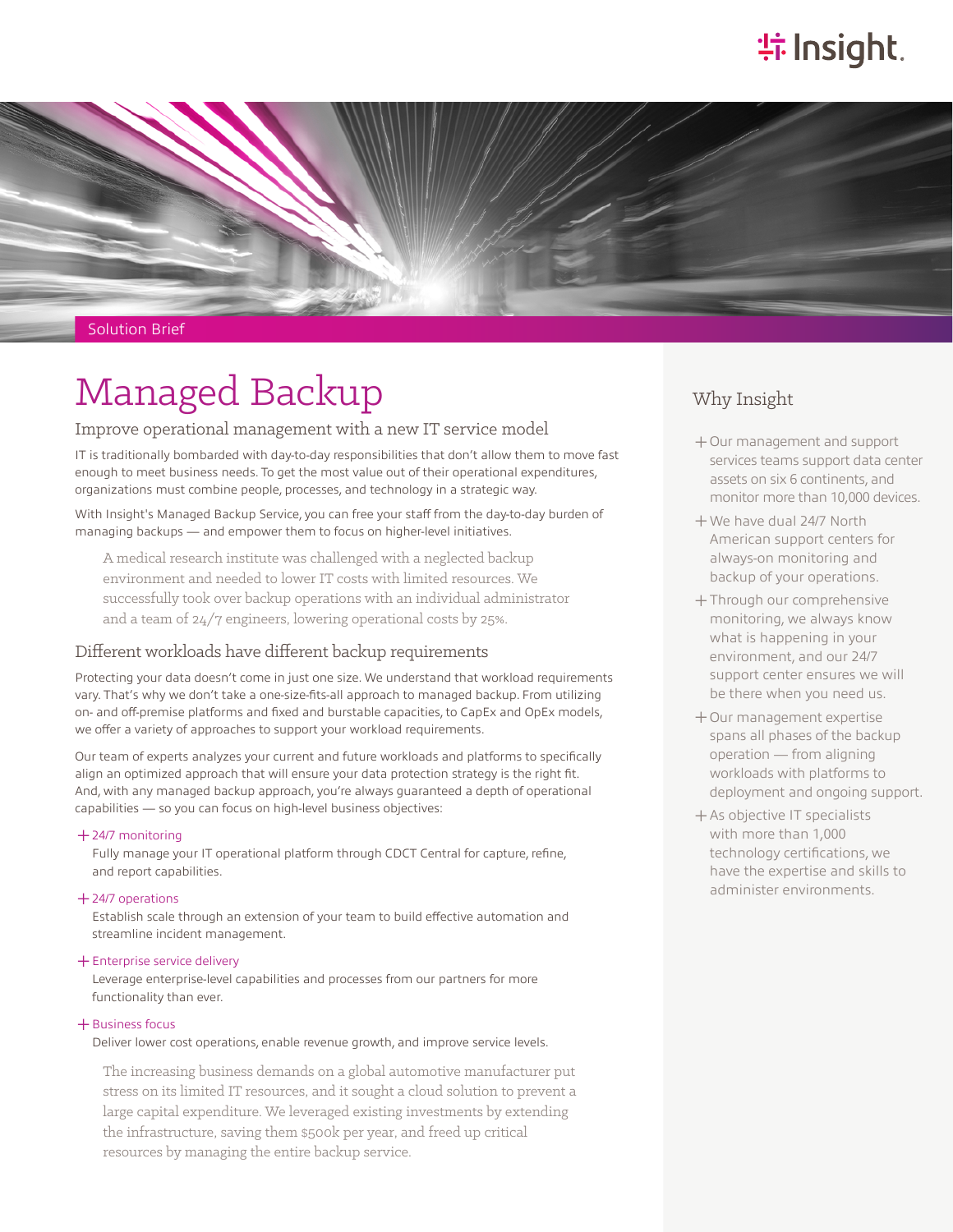Insight.

Solution Brief

# Managed Backup

## Improve operational management with a new IT service model

IT is traditionally bombarded with day-to-day responsibilities that don't allow them to move fast enough to meet business needs. To get the most value out of their operational expenditures, organizations must combine people, processes, and technology in a strategic way.

With Insight's Managed Backup Service, you can free your staff from the day-to-day burden of managing backups — and empower them to focus on higher-level initiatives.

> A medical research institute was challenged with a neglected backup environment and needed to lower IT costs with limited resources. We successfully took over backup operations with an individual administrator and a team of 24/7 engineers, lowering operational costs by 25%.

## Different workloads have different backup requirements

Protecting your data doesn't come in just one size. We understand that workload requirements vary. That's why we don't take a one-size-fits-all approach to managed backup. From utilizing on- and off-premise platforms and fixed and burstable capacities, to CapEx and OpEx models, we offer a variety of approaches to support your workload requirements.

Our team of experts analyzes your current and future workloads and platforms to specifically align an optimized approach that will ensure your data protection strategy is the right fit. And, with any managed backup approach, you're always guaranteed a depth of operational capabilities — so you can focus on high-level business objectives:

+ 24/7 monitoring
  Fully manage your IT operational platform through CDCT Central for capture, refine, and report capabilities.

+ 24/7 operations
  Establish scale through an extension of your team to build effective automation and streamline incident management.

+ Enterprise service delivery
  Leverage enterprise-level capabilities and processes from our partners for more functionality than ever.

+ Business focus
  Deliver lower cost operations, enable revenue growth, and improve service levels.

> The increasing business demands on a global automotive manufacturer put stress on its limited IT resources, and it sought a cloud solution to prevent a large capital expenditure. We leveraged existing investments by extending the infrastructure, saving them $500k per year, and freed up critical resources by managing the entire backup service.

## Why Insight

+ Our management and support services teams support data center assets on six 6 continents, and monitor more than 10,000 devices.
+ We have dual 24/7 North American support centers for always-on monitoring and backup of your operations.
+ Through our comprehensive monitoring, we always know what is happening in your environment, and our 24/7 support center ensures we will be there when you need us.
+ Our management expertise spans all phases of the backup operation — from aligning workloads with platforms to deployment and ongoing support.
+ As objective IT specialists with more than 1,000 technology certifications, we have the expertise and skills to administer environments.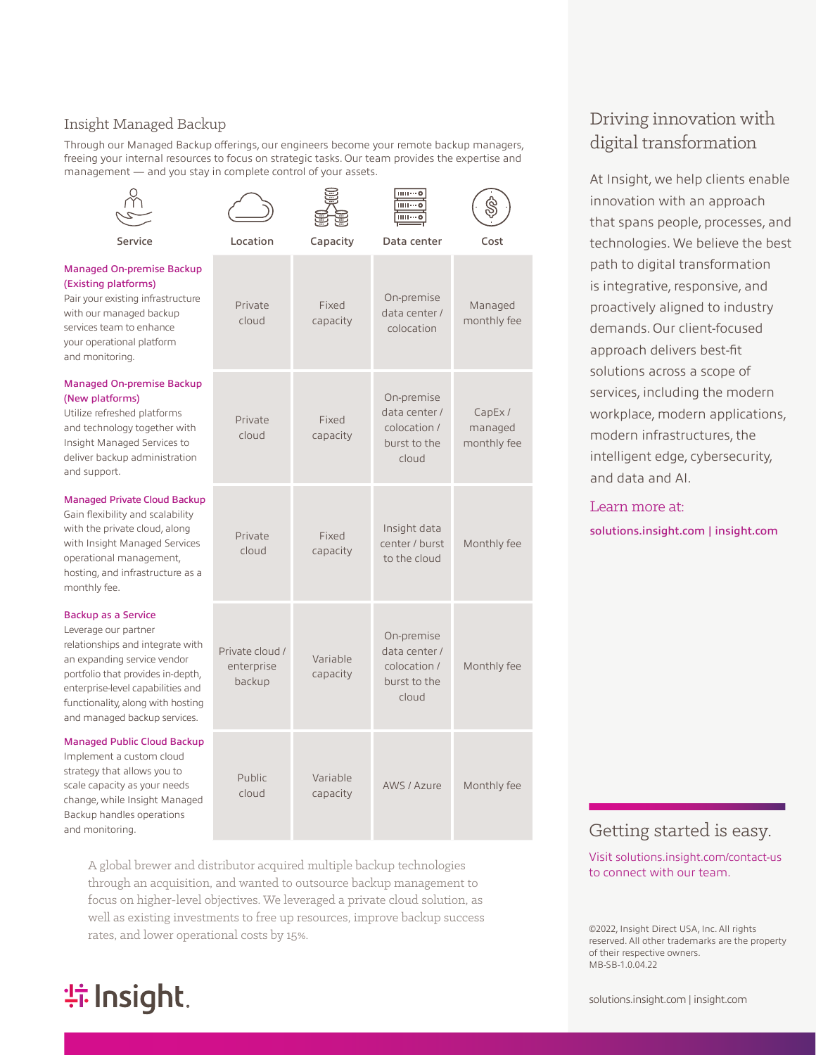## Insight Managed Backup

Through our Managed Backup offerings, our engineers become your remote backup managers, freeing your internal resources to focus on strategic tasks. Our team provides the expertise and management — and you stay in complete control of your assets.

| Service | Location | Capacity | Data center | Cost |
|---|---|---|---|---|
| **Managed On-premise Backup (Existing platforms)** Pair your existing infrastructure with our managed backup services team to enhance your operational platform and monitoring. | Private cloud | Fixed capacity | On-premise data center / colocation | Managed monthly fee |
| **Managed On-premise Backup (New platforms)** Utilize refreshed platforms and technology together with Insight Managed Services to deliver backup administration and support. | Private cloud | Fixed capacity | On-premise data center / colocation / burst to the cloud | CapEx / managed monthly fee |
| **Managed Private Cloud Backup** Gain flexibility and scalability with the private cloud, along with Insight Managed Services operational management, hosting, and infrastructure as a monthly fee. | Private cloud | Fixed capacity | Insight data center / burst to the cloud | Monthly fee |
| **Backup as a Service** Leverage our partner relationships and integrate with an expanding service vendor portfolio that provides in-depth, enterprise-level capabilities and functionality, along with hosting and managed backup services. | Private cloud / enterprise backup | Variable capacity | On-premise data center / colocation / burst to the cloud | Monthly fee |
| **Managed Public Cloud Backup** Implement a custom cloud strategy that allows you to scale capacity as your needs change, while Insight Managed Backup handles operations and monitoring. | Public cloud | Variable capacity | AWS / Azure | Monthly fee |

A global brewer and distributor acquired multiple backup technologies through an acquisition, and wanted to outsource backup management to focus on higher-level objectives. We leveraged a private cloud solution, as well as existing investments to free up resources, improve backup success rates, and lower operational costs by 15%.

## Driving innovation with digital transformation

At Insight, we help clients enable innovation with an approach that spans people, processes, and technologies. We believe the best path to digital transformation is integrative, responsive, and proactively aligned to industry demands. Our client-focused approach delivers best-fit solutions across a scope of services, including the modern workplace, modern applications, modern infrastructures, the intelligent edge, cybersecurity, and data and AI.

Learn more at:

solutions.insight.com | insight.com

## Getting started is easy.

Visit solutions.insight.com/contact-us to connect with our team.

©2022, Insight Direct USA, Inc. All rights reserved. All other trademarks are the property of their respective owners.
MB-SB-1.0.04.22

Insight.

solutions.insight.com | insight.com